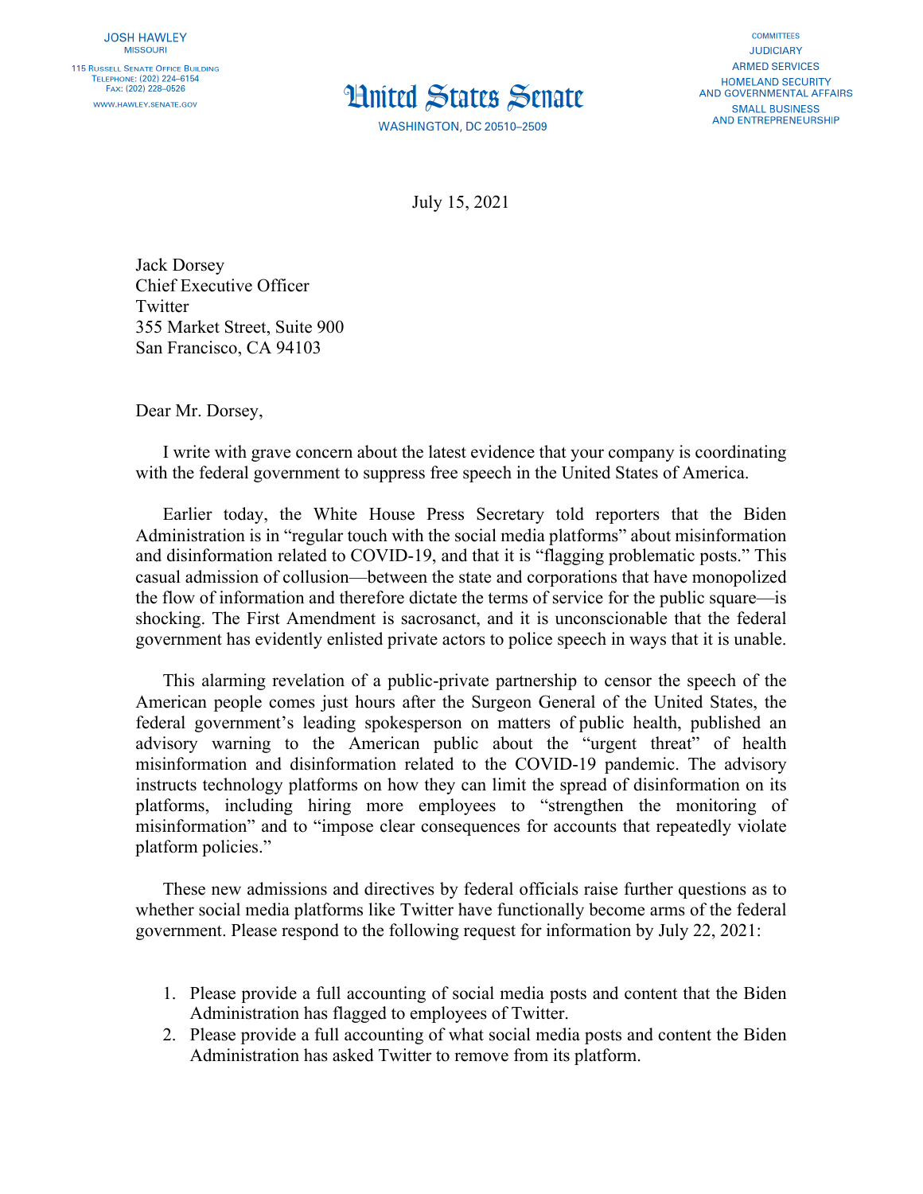JOSH HAWLEY
MISSOURI

115 RUSSELL SENATE OFFICE BUILDING
TELEPHONE: (202) 224–6154
FAX: (202) 228–0526

WWW.HAWLEY.SENATE.GOV

# United States Senate

WASHINGTON, DC 20510–2509

COMMITTEES
JUDICIARY
ARMED SERVICES
HOMELAND SECURITY AND GOVERNMENTAL AFFAIRS
SMALL BUSINESS AND ENTREPRENEURSHIP

July 15, 2021

Jack Dorsey
Chief Executive Officer
Twitter
355 Market Street, Suite 900
San Francisco, CA 94103

Dear Mr. Dorsey,

I write with grave concern about the latest evidence that your company is coordinating with the federal government to suppress free speech in the United States of America.

Earlier today, the White House Press Secretary told reporters that the Biden Administration is in "regular touch with the social media platforms" about misinformation and disinformation related to COVID-19, and that it is "flagging problematic posts." This casual admission of collusion—between the state and corporations that have monopolized the flow of information and therefore dictate the terms of service for the public square—is shocking. The First Amendment is sacrosanct, and it is unconscionable that the federal government has evidently enlisted private actors to police speech in ways that it is unable.

This alarming revelation of a public-private partnership to censor the speech of the American people comes just hours after the Surgeon General of the United States, the federal government's leading spokesperson on matters of public health, published an advisory warning to the American public about the "urgent threat" of health misinformation and disinformation related to the COVID-19 pandemic. The advisory instructs technology platforms on how they can limit the spread of disinformation on its platforms, including hiring more employees to "strengthen the monitoring of misinformation" and to "impose clear consequences for accounts that repeatedly violate platform policies."

These new admissions and directives by federal officials raise further questions as to whether social media platforms like Twitter have functionally become arms of the federal government. Please respond to the following request for information by July 22, 2021:

1. Please provide a full accounting of social media posts and content that the Biden Administration has flagged to employees of Twitter.
2. Please provide a full accounting of what social media posts and content the Biden Administration has asked Twitter to remove from its platform.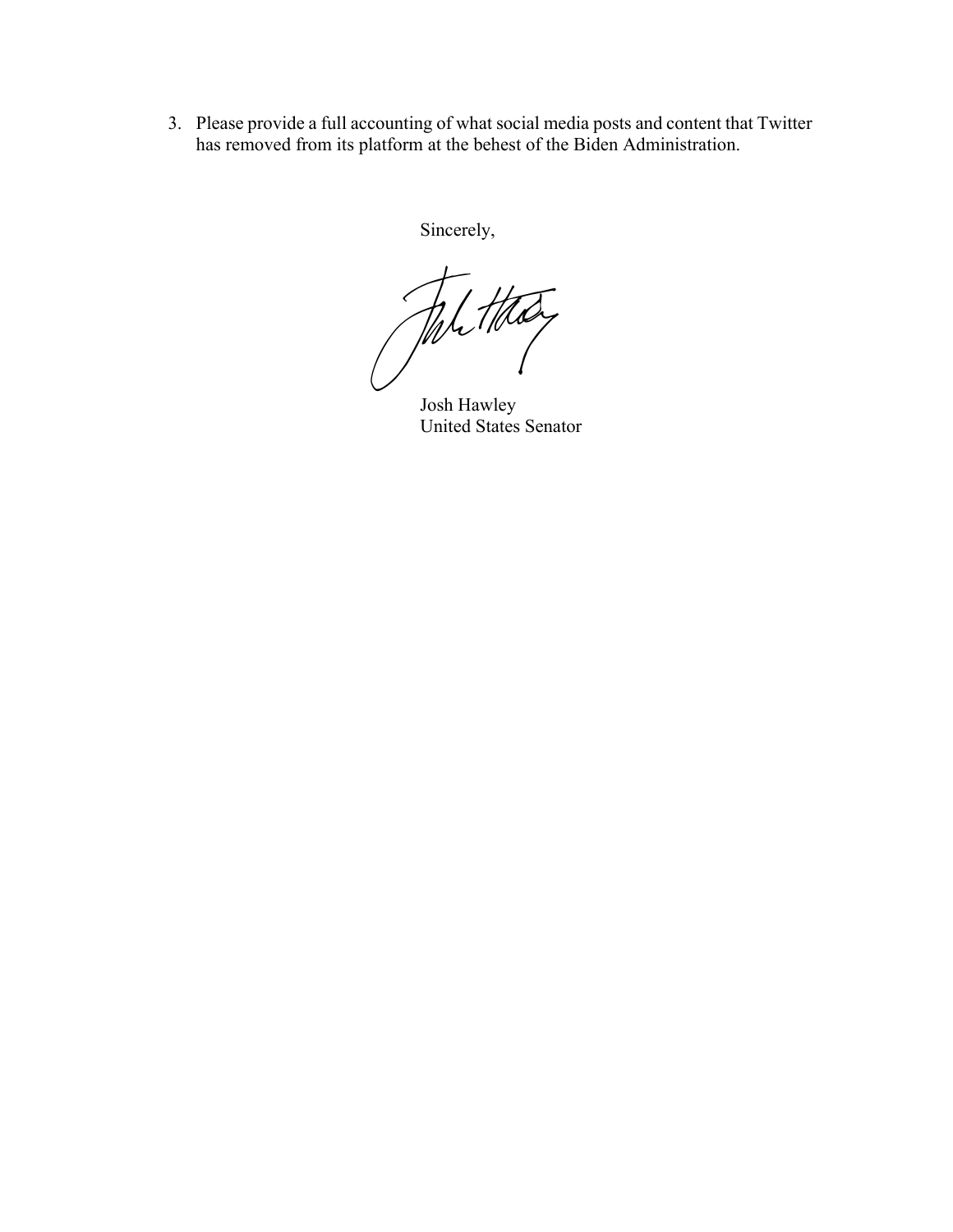3. Please provide a full accounting of what social media posts and content that Twitter has removed from its platform at the behest of the Biden Administration.

Sincerely,

Josh Hawley
United States Senator